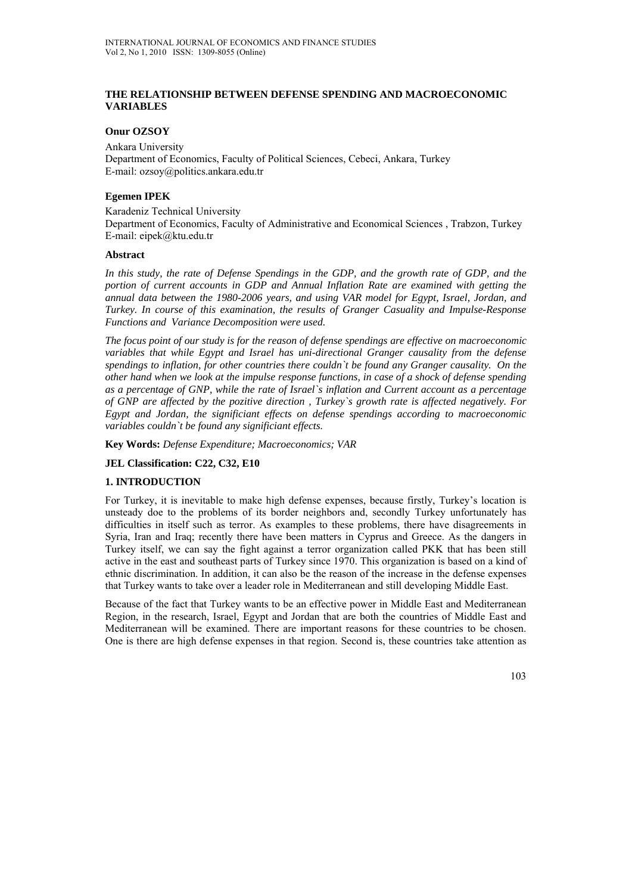# THE RELATIONSHIP BETWEEN DEFENSE SPENDING AND MACROECONOMIC VARIABLES

**Onur OZSOY**

Ankara University
Department of Economics, Faculty of Political Sciences, Cebeci, Ankara, Turkey
E-mail: ozsoy@politics.ankara.edu.tr

**Egemen IPEK**

Karadeniz Technical University
Department of Economics, Faculty of Administrative and Economical Sciences , Trabzon, Turkey
E-mail: eipek@ktu.edu.tr

### Abstract

*In this study, the rate of Defense Spendings in the GDP, and the growth rate of GDP, and the portion of current accounts in GDP and Annual Inflation Rate are examined with getting the annual data between the 1980-2006 years, and using VAR model for Egypt, Israel, Jordan, and Turkey. In course of this examination, the results of Granger Casuality and Impulse-Response Functions and Variance Decomposition were used.*

*The focus point of our study is for the reason of defense spendings are effective on macroeconomic variables that while Egypt and Israel has uni-directional Granger causality from the defense spendings to inflation, for other countries there couldn`t be found any Granger causality. On the other hand when we look at the impulse response functions, in case of a shock of defense spending as a percentage of GNP, while the rate of Israel`s inflation and Current account as a percentage of GNP are affected by the pozitive direction , Turkey`s growth rate is affected negatively. For Egypt and Jordan, the significiant effects on defense spendings according to macroeconomic variables couldn`t be found any significiant effects.*

**Key Words:** *Defense Expenditure; Macroeconomics; VAR*

**JEL Classification: C22, C32, E10**

## 1. INTRODUCTION

For Turkey, it is inevitable to make high defense expenses, because firstly, Turkey's location is unsteady doe to the problems of its border neighbors and, secondly Turkey unfortunately has difficulties in itself such as terror. As examples to these problems, there have disagreements in Syria, Iran and Iraq; recently there have been matters in Cyprus and Greece. As the dangers in Turkey itself, we can say the fight against a terror organization called PKK that has been still active in the east and southeast parts of Turkey since 1970. This organization is based on a kind of ethnic discrimination. In addition, it can also be the reason of the increase in the defense expenses that Turkey wants to take over a leader role in Mediterranean and still developing Middle East.

Because of the fact that Turkey wants to be an effective power in Middle East and Mediterranean Region, in the research, Israel, Egypt and Jordan that are both the countries of Middle East and Mediterranean will be examined. There are important reasons for these countries to be chosen. One is there are high defense expenses in that region. Second is, these countries take attention as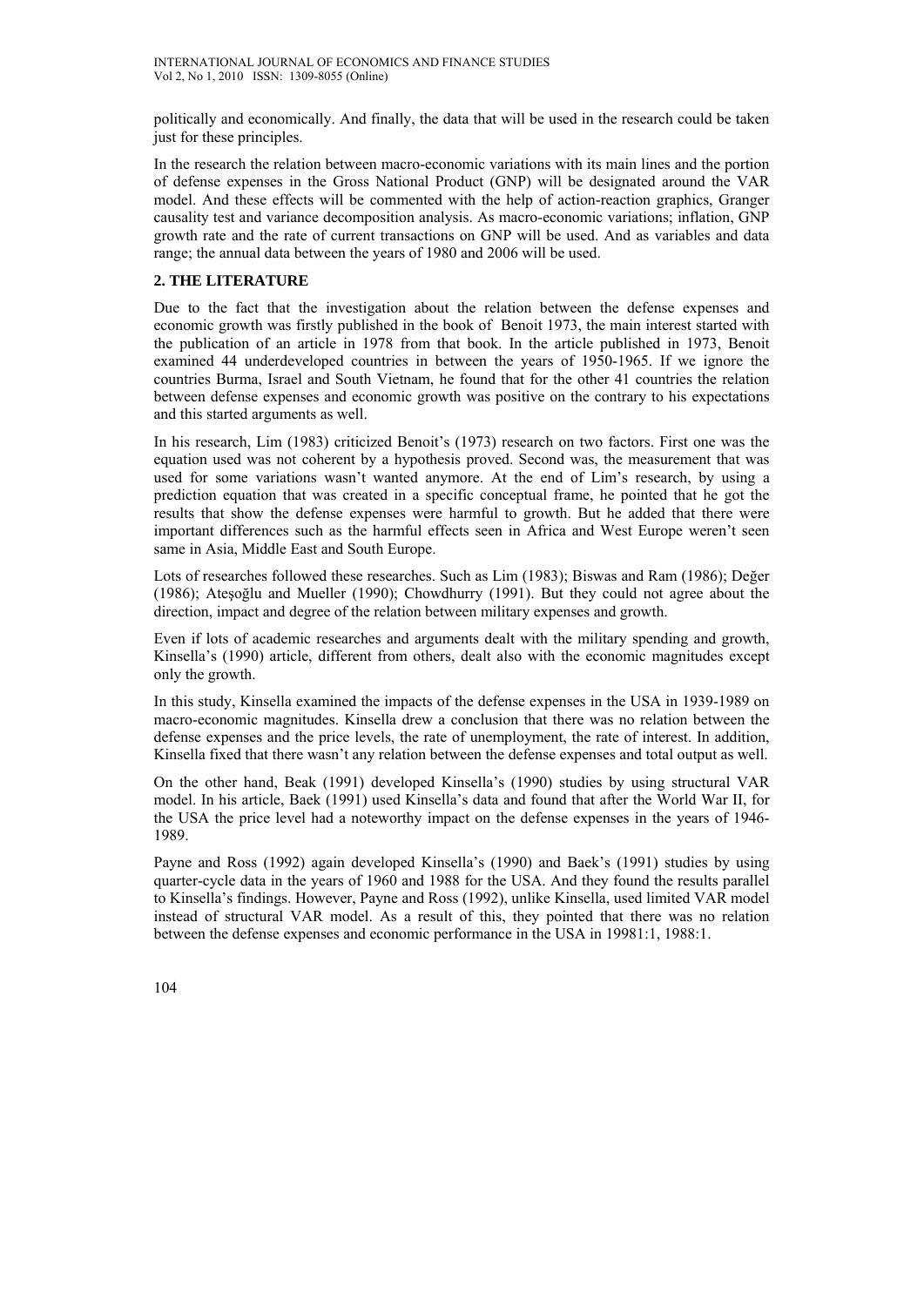politically and economically. And finally, the data that will be used in the research could be taken just for these principles.

In the research the relation between macro-economic variations with its main lines and the portion of defense expenses in the Gross National Product (GNP) will be designated around the VAR model. And these effects will be commented with the help of action-reaction graphics, Granger causality test and variance decomposition analysis. As macro-economic variations; inflation, GNP growth rate and the rate of current transactions on GNP will be used. And as variables and data range; the annual data between the years of 1980 and 2006 will be used.

## 2. THE LITERATURE

Due to the fact that the investigation about the relation between the defense expenses and economic growth was firstly published in the book of Benoit 1973, the main interest started with the publication of an article in 1978 from that book. In the article published in 1973, Benoit examined 44 underdeveloped countries in between the years of 1950-1965. If we ignore the countries Burma, Israel and South Vietnam, he found that for the other 41 countries the relation between defense expenses and economic growth was positive on the contrary to his expectations and this started arguments as well.

In his research, Lim (1983) criticized Benoit's (1973) research on two factors. First one was the equation used was not coherent by a hypothesis proved. Second was, the measurement that was used for some variations wasn't wanted anymore. At the end of Lim's research, by using a prediction equation that was created in a specific conceptual frame, he pointed that he got the results that show the defense expenses were harmful to growth. But he added that there were important differences such as the harmful effects seen in Africa and West Europe weren't seen same in Asia, Middle East and South Europe.

Lots of researches followed these researches. Such as Lim (1983); Biswas and Ram (1986); Değer (1986); Ateşoğlu and Mueller (1990); Chowdhurry (1991). But they could not agree about the direction, impact and degree of the relation between military expenses and growth.

Even if lots of academic researches and arguments dealt with the military spending and growth, Kinsella's (1990) article, different from others, dealt also with the economic magnitudes except only the growth.

In this study, Kinsella examined the impacts of the defense expenses in the USA in 1939-1989 on macro-economic magnitudes. Kinsella drew a conclusion that there was no relation between the defense expenses and the price levels, the rate of unemployment, the rate of interest. In addition, Kinsella fixed that there wasn't any relation between the defense expenses and total output as well.

On the other hand, Beak (1991) developed Kinsella's (1990) studies by using structural VAR model. In his article, Baek (1991) used Kinsella's data and found that after the World War II, for the USA the price level had a noteworthy impact on the defense expenses in the years of 1946-1989.

Payne and Ross (1992) again developed Kinsella's (1990) and Baek's (1991) studies by using quarter-cycle data in the years of 1960 and 1988 for the USA. And they found the results parallel to Kinsella's findings. However, Payne and Ross (1992), unlike Kinsella, used limited VAR model instead of structural VAR model. As a result of this, they pointed that there was no relation between the defense expenses and economic performance in the USA in 19981:1, 1988:1.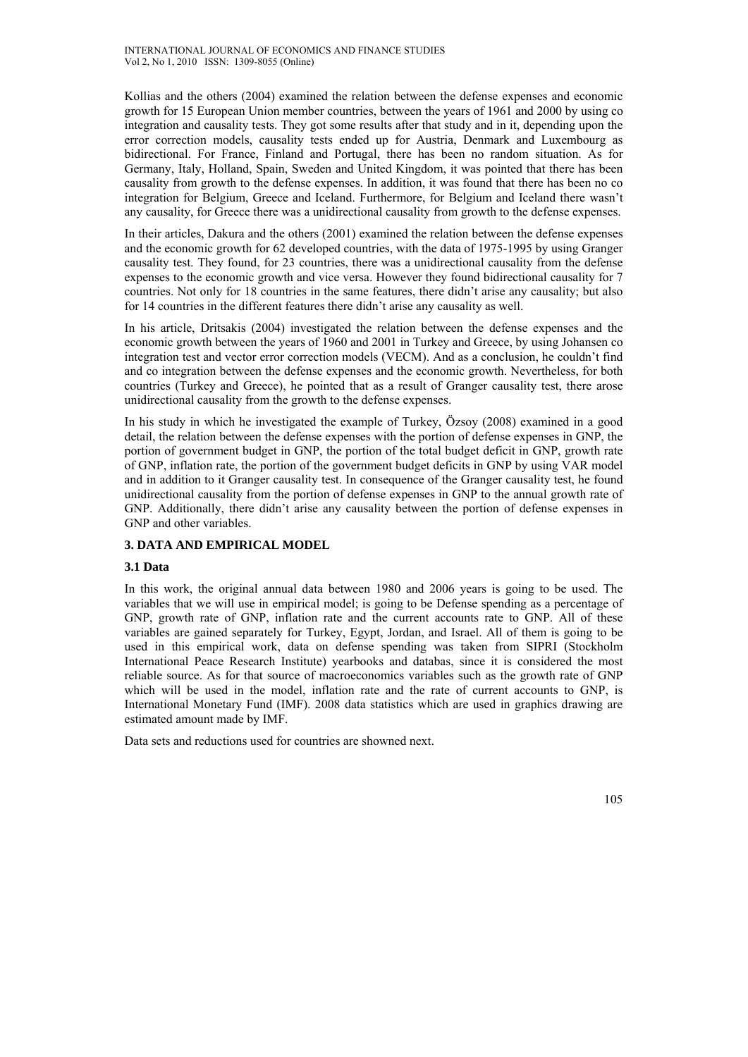Kollias and the others (2004) examined the relation between the defense expenses and economic growth for 15 European Union member countries, between the years of 1961 and 2000 by using co integration and causality tests. They got some results after that study and in it, depending upon the error correction models, causality tests ended up for Austria, Denmark and Luxembourg as bidirectional. For France, Finland and Portugal, there has been no random situation. As for Germany, Italy, Holland, Spain, Sweden and United Kingdom, it was pointed that there has been causality from growth to the defense expenses. In addition, it was found that there has been no co integration for Belgium, Greece and Iceland. Furthermore, for Belgium and Iceland there wasn't any causality, for Greece there was a unidirectional causality from growth to the defense expenses.

In their articles, Dakura and the others (2001) examined the relation between the defense expenses and the economic growth for 62 developed countries, with the data of 1975-1995 by using Granger causality test. They found, for 23 countries, there was a unidirectional causality from the defense expenses to the economic growth and vice versa. However they found bidirectional causality for 7 countries. Not only for 18 countries in the same features, there didn't arise any causality; but also for 14 countries in the different features there didn't arise any causality as well.

In his article, Dritsakis (2004) investigated the relation between the defense expenses and the economic growth between the years of 1960 and 2001 in Turkey and Greece, by using Johansen co integration test and vector error correction models (VECM). And as a conclusion, he couldn't find and co integration between the defense expenses and the economic growth. Nevertheless, for both countries (Turkey and Greece), he pointed that as a result of Granger causality test, there arose unidirectional causality from the growth to the defense expenses.

In his study in which he investigated the example of Turkey, Özsoy (2008) examined in a good detail, the relation between the defense expenses with the portion of defense expenses in GNP, the portion of government budget in GNP, the portion of the total budget deficit in GNP, growth rate of GNP, inflation rate, the portion of the government budget deficits in GNP by using VAR model and in addition to it Granger causality test. In consequence of the Granger causality test, he found unidirectional causality from the portion of defense expenses in GNP to the annual growth rate of GNP. Additionally, there didn't arise any causality between the portion of defense expenses in GNP and other variables.

## 3. DATA AND EMPIRICAL MODEL

### 3.1 Data

In this work, the original annual data between 1980 and 2006 years is going to be used. The variables that we will use in empirical model; is going to be Defense spending as a percentage of GNP, growth rate of GNP, inflation rate and the current accounts rate to GNP. All of these variables are gained separately for Turkey, Egypt, Jordan, and Israel. All of them is going to be used in this empirical work, data on defense spending was taken from SIPRI (Stockholm International Peace Research Institute) yearbooks and databas, since it is considered the most reliable source. As for that source of macroeconomics variables such as the growth rate of GNP which will be used in the model, inflation rate and the rate of current accounts to GNP, is International Monetary Fund (IMF). 2008 data statistics which are used in graphics drawing are estimated amount made by IMF.

Data sets and reductions used for countries are showned next.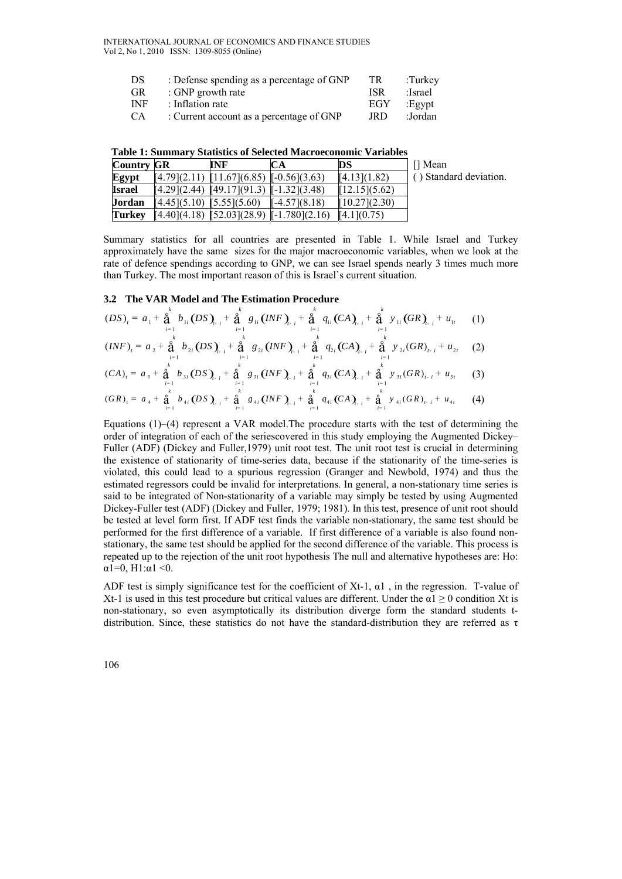| DS | : Defense spending as a percentage of GNP | TR | :Turkey |
|---|---|---|---|
| GR | : GNP growth rate | ISR | :Israel |
| INF | : Inflation rate | EGY | :Egypt |
| CA | : Current account as a percentage of GNP | JRD | :Jordan |

**Table 1: Summary Statistics of Selected Macroeconomic Variables**

| Country | GR | INF | CA | DS |
|---|---|---|---|---|
| Egypt | [4.79](2.11) | [11.67](6.85) | [-0.56](3.63) | [4.13](1.82) |
| Israel | [4.29](2.44) | [49.17](91.3) | [-1.32](3.48) | [12.15](5.62) |
| Jordan | [4.45](5.10) | [5.55](5.60) | [-4.57](8.18) | [10.27](2.30) |
| Turkey | [4.40](4.18) | [52.03](28.9) | [-1.780](2.16) | [4.1](0.75) |

[] Mean
( ) Standard deviation.

Summary statistics for all countries are presented in Table 1. While Israel and Turkey approximately have the same sizes for the major macroeconomic variables, when we look at the rate of defence spendings according to GNP, we can see Israel spends nearly 3 times much more than Turkey. The most important reason of this is Israel`s current situation.

### 3.2 The VAR Model and The Estimation Procedure

$$(DS)_t = a_1 + \sum_{i=1}^{k} b_{1i}(DS)_{t-i} + \sum_{i=1}^{k} g_{1i}(INF)_{t-i} + \sum_{i=1}^{k} q_{1i}(CA)_{t-i} + \sum_{i=1}^{k} y_{1i}(GR)_{t-i} + u_{1t} \quad (1)$$

$$(INF)_t = a_2 + \sum_{i=1}^{k} b_{2i}(DS)_{t-i} + \sum_{i=1}^{k} g_{2i}(INF)_{t-i} + \sum_{i=1}^{k} q_{2i}(CA)_{t-i} + \sum_{i=1}^{k} y_{2i}(GR)_{t-i} + u_{2t} \quad (2)$$

$$(CA)_t = a_3 + \sum_{i=1}^{k} b_{3i}(DS)_{t-i} + \sum_{i=1}^{k} g_{3i}(INF)_{t-i} + \sum_{i=1}^{k} q_{3i}(CA)_{t-i} + \sum_{i=1}^{k} y_{3i}(GR)_{t-i} + u_{3t} \quad (3)$$

$$(GR)_t = a_4 + \sum_{i=1}^{k} b_{4i}(DS)_{t-i} + \sum_{i=1}^{k} g_{4i}(INF)_{t-i} + \sum_{i=1}^{k} q_{4i}(CA)_{t-i} + \sum_{i=1}^{k} y_{4i}(GR)_{t-i} + u_{4t} \quad (4)$$

Equations (1)–(4) represent a VAR model.The procedure starts with the test of determining the order of integration of each of the seriescovered in this study employing the Augmented Dickey–Fuller (ADF) (Dickey and Fuller,1979) unit root test. The unit root test is crucial in determining the existence of stationarity of time-series data, because if the stationarity of the time-series is violated, this could lead to a spurious regression (Granger and Newbold, 1974) and thus the estimated regressors could be invalid for interpretations. In general, a non-stationary time series is said to be integrated of Non-stationarity of a variable may simply be tested by using Augmented Dickey-Fuller test (ADF) (Dickey and Fuller, 1979; 1981). In this test, presence of unit root should be tested at level form first. If ADF test finds the variable non-stationary, the same test should be performed for the first difference of a variable. If first difference of a variable is also found non-stationary, the same test should be applied for the second difference of the variable. This process is repeated up to the rejection of the unit root hypothesis The null and alternative hypotheses are: Ho: $\alpha 1=0$, H1: $\alpha 1 <0$.

ADF test is simply significance test for the coefficient of Xt-1, $\alpha 1$ , in the regression. T-value of Xt-1 is used in this test procedure but critical values are different. Under the $\alpha 1 \geq 0$ condition Xt is non-stationary, so even asymptotically its distribution diverge form the standard students t-distribution. Since, these statistics do not have the standard-distribution they are referred as $\tau$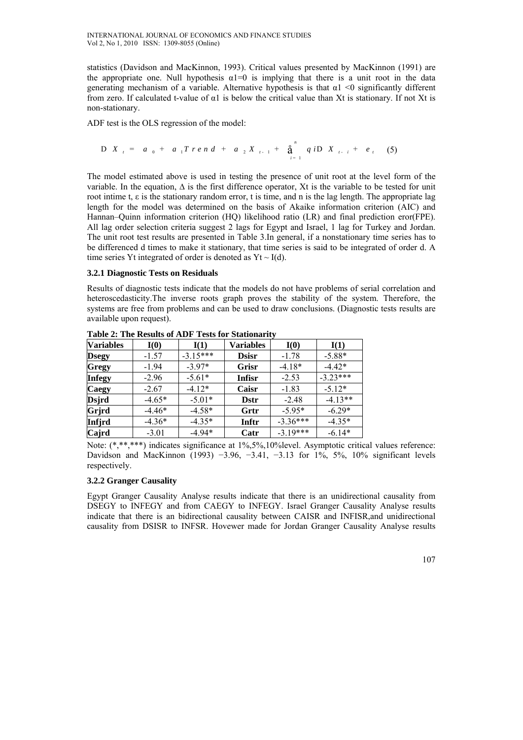statistics (Davidson and MacKinnon, 1993). Critical values presented by MacKinnon (1991) are the appropriate one. Null hypothesis $\alpha 1=0$ is implying that there is a unit root in the data generating mechanism of a variable. Alternative hypothesis is that $\alpha 1 <0$ significantly different from zero. If calculated t-value of $\alpha 1$ is below the critical value than Xt is stationary. If not Xt is non-stationary.

ADF test is the OLS regression of the model:

$$\Delta X_t = a_0 + a_1 Trend + a_2 X_{t-1} + \sum_{i=1}^{n} q_i \Delta X_{t-i} + e_t \quad (5)$$

The model estimated above is used in testing the presence of unit root at the level form of the variable. In the equation, $\Delta$ is the first difference operator, Xt is the variable to be tested for unit root intime t, $\varepsilon$ is the stationary random error, t is time, and n is the lag length. The appropriate lag length for the model was determined on the basis of Akaike information criterion (AIC) and Hannan–Quinn information criterion (HQ) likelihood ratio (LR) and final prediction eror(FPE). All lag order selection criteria suggest 2 lags for Egypt and Israel, 1 lag for Turkey and Jordan. The unit root test results are presented in Table 3.In general, if a nonstationary time series has to be differenced d times to make it stationary, that time series is said to be integrated of order d. A time series Yt integrated of order is denoted as $Yt \sim I(d)$.

### 3.2.1 Diagnostic Tests on Residuals

Results of diagnostic tests indicate that the models do not have problems of serial correlation and heteroscedasticity.The inverse roots graph proves the stability of the system. Therefore, the systems are free from problems and can be used to draw conclusions. (Diagnostic tests results are available upon request).

**Table 2: The Results of ADF Tests for Stationarity**

| Variables | I(0) | I(1) | Variables | I(0) | I(1) |
|---|---|---|---|---|---|
| **Dsegy** | -1.57 | -3.15*** | **Dsisr** | -1.78 | -5.88* |
| **Gregy** | -1.94 | -3.97* | **Grisr** | -4.18* | -4.42* |
| **Infegy** | -2.96 | -5.61* | **Infisr** | -2.53 | -3.23*** |
| **Caegy** | -2.67 | -4.12* | **Caisr** | -1.83 | -5.12* |
| **Dsjrd** | -4.65* | -5.01* | **Dstr** | -2.48 | -4.13** |
| **Grjrd** | -4.46* | -4.58* | **Grtr** | -5.95* | -6.29* |
| **Infjrd** | -4.36* | -4.35* | **Inftr** | -3.36*** | -4.35* |
| **Cajrd** | -3.01 | -4.94* | **Catr** | -3.19*** | -6.14* |

Note: (*,**,***) indicates significance at 1%,5%,10%level. Asymptotic critical values reference: Davidson and MacKinnon (1993) −3.96, −3.41, −3.13 for 1%, 5%, 10% significant levels respectively.

### 3.2.2 Granger Causality

Egypt Granger Causality Analyse results indicate that there is an unidirectional causality from DSEGY to INFEGY and from CAEGY to INFEGY. Israel Granger Causality Analyse results indicate that there is an bidirectional causality between CAISR and INFISR,and unidirectional causality from DSISR to INFSR. Hovewer made for Jordan Granger Causality Analyse results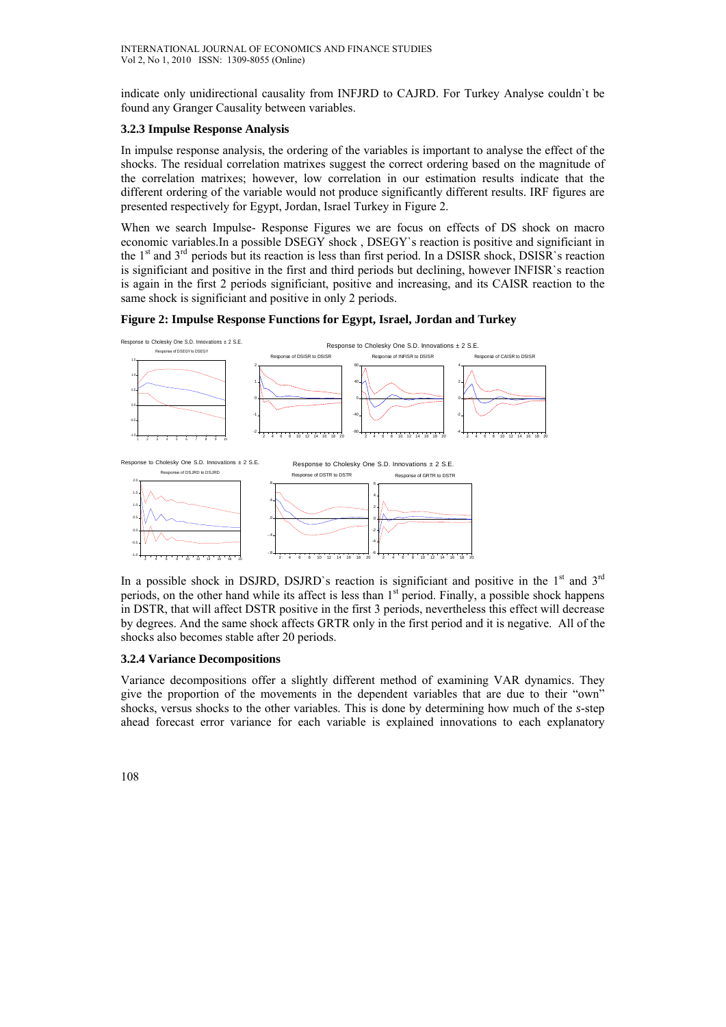indicate only unidirectional causality from INFJRD to CAJRD. For Turkey Analyse couldn`t be found any Granger Causality between variables.

### 3.2.3 Impulse Response Analysis

In impulse response analysis, the ordering of the variables is important to analyse the effect of the shocks. The residual correlation matrixes suggest the correct ordering based on the magnitude of the correlation matrixes; however, low correlation in our estimation results indicate that the different ordering of the variable would not produce significantly different results. IRF figures are presented respectively for Egypt, Jordan, Israel Turkey in Figure 2.

When we search Impulse- Response Figures we are focus on effects of DS shock on macro economic variables.In a possible DSEGY shock , DSEGY`s reaction is positive and significiant in the 1st and 3rd periods but its reaction is less than first period. In a DSISR shock, DSISR`s reaction is significiant and positive in the first and third periods but declining, however INFISR`s reaction is again in the first 2 periods significiant, positive and increasing, and its CAISR reaction to the same shock is significiant and positive in only 2 periods.

**Figure 2: Impulse Response Functions for Egypt, Israel, Jordan and Turkey**

In a possible shock in DSJRD, DSJRD`s reaction is significiant and positive in the 1st and 3rd periods, on the other hand while its affect is less than 1st period. Finally, a possible shock happens in DSTR, that will affect DSTR positive in the first 3 periods, nevertheless this effect will decrease by degrees. And the same shock affects GRTR only in the first period and it is negative. All of the shocks also becomes stable after 20 periods.

### 3.2.4 Variance Decompositions

Variance decompositions offer a slightly different method of examining VAR dynamics. They give the proportion of the movements in the dependent variables that are due to their "own" shocks, versus shocks to the other variables. This is done by determining how much of the s-step ahead forecast error variance for each variable is explained innovations to each explanatory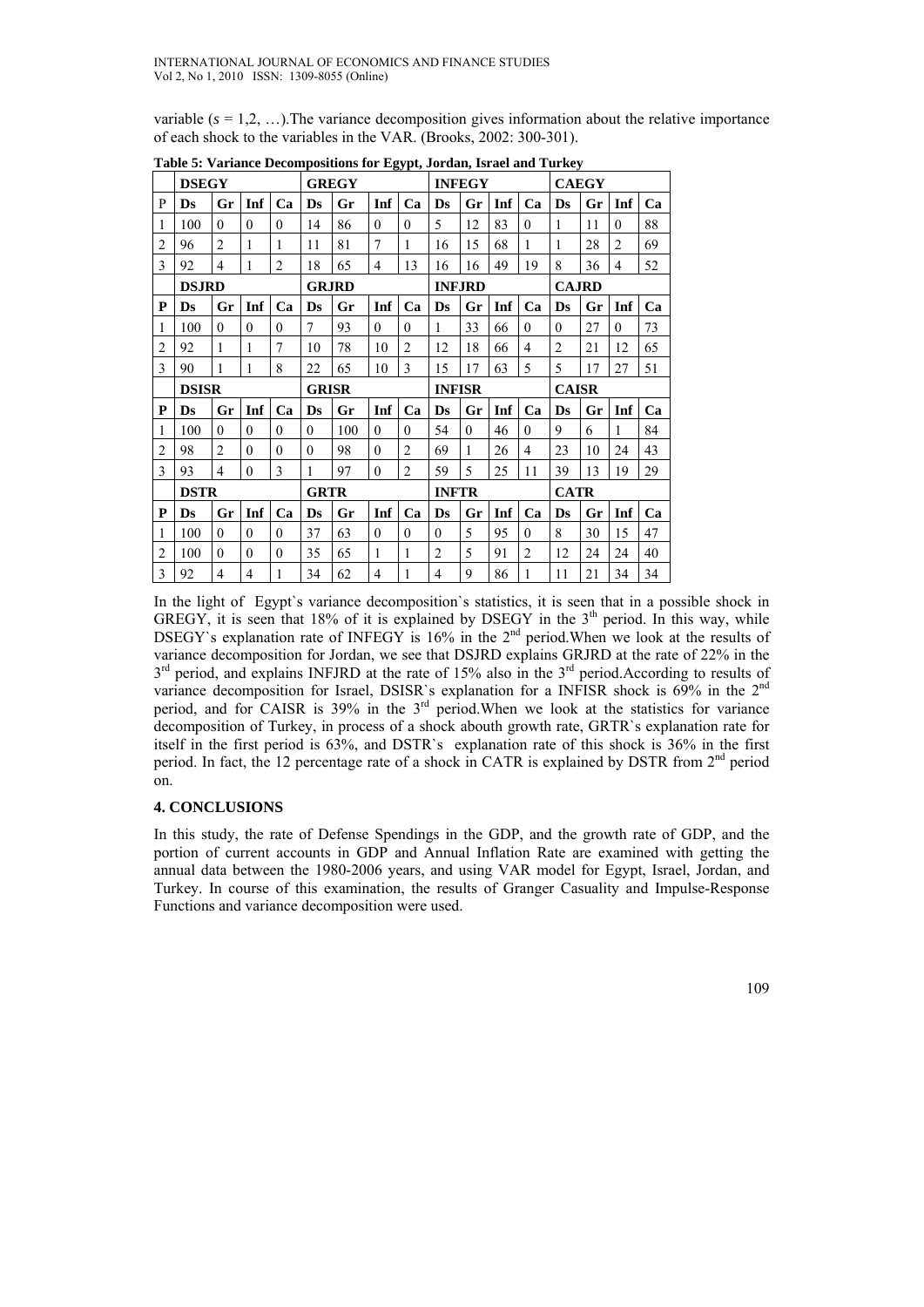variable ($s$ = 1,2, …).The variance decomposition gives information about the relative importance of each shock to the variables in the VAR. (Brooks, 2002: 300-301).

**Table 5: Variance Decompositions for Egypt, Jordan, Israel and Turkey**

| | **DSEGY** | | | | **GREGY** | | | | **INFEGY** | | | | **CAEGY** | | | |
|---|---|---|---|---|---|---|---|---|---|---|---|---|---|---|---|---|
| P | **Ds** | **Gr** | **Inf** | **Ca** | **Ds** | **Gr** | **Inf** | **Ca** | **Ds** | **Gr** | **Inf** | **Ca** | **Ds** | **Gr** | **Inf** | **Ca** |
| 1 | 100 | 0 | 0 | 0 | 14 | 86 | 0 | 0 | 5 | 12 | 83 | 0 | 1 | 11 | 0 | 88 |
| 2 | 96 | 2 | 1 | 1 | 11 | 81 | 7 | 1 | 16 | 15 | 68 | 1 | 1 | 28 | 2 | 69 |
| 3 | 92 | 4 | 1 | 2 | 18 | 65 | 4 | 13 | 16 | 16 | 49 | 19 | 8 | 36 | 4 | 52 |
| | **DSJRD** | | | | **GRJRD** | | | | **INFJRD** | | | | **CAJRD** | | | |
| **P** | **Ds** | **Gr** | **Inf** | **Ca** | **Ds** | **Gr** | **Inf** | **Ca** | **Ds** | **Gr** | **Inf** | **Ca** | **Ds** | **Gr** | **Inf** | **Ca** |
| 1 | 100 | 0 | 0 | 0 | 7 | 93 | 0 | 0 | 1 | 33 | 66 | 0 | 0 | 27 | 0 | 73 |
| 2 | 92 | 1 | 1 | 7 | 10 | 78 | 10 | 2 | 12 | 18 | 66 | 4 | 2 | 21 | 12 | 65 |
| 3 | 90 | 1 | 1 | 8 | 22 | 65 | 10 | 3 | 15 | 17 | 63 | 5 | 5 | 17 | 27 | 51 |
| | **DSISR** | | | | **GRISR** | | | | **INFISR** | | | | **CAISR** | | | |
| **P** | **Ds** | **Gr** | **Inf** | **Ca** | **Ds** | **Gr** | **Inf** | **Ca** | **Ds** | **Gr** | **Inf** | **Ca** | **Ds** | **Gr** | **Inf** | **Ca** |
| 1 | 100 | 0 | 0 | 0 | 0 | 100 | 0 | 0 | 54 | 0 | 46 | 0 | 9 | 6 | 1 | 84 |
| 2 | 98 | 2 | 0 | 0 | 0 | 98 | 0 | 2 | 69 | 1 | 26 | 4 | 23 | 10 | 24 | 43 |
| 3 | 93 | 4 | 0 | 3 | 1 | 97 | 0 | 2 | 59 | 5 | 25 | 11 | 39 | 13 | 19 | 29 |
| | **DSTR** | | | | **GRTR** | | | | **INFTR** | | | | **CATR** | | | |
| **P** | **Ds** | **Gr** | **Inf** | **Ca** | **Ds** | **Gr** | **Inf** | **Ca** | **Ds** | **Gr** | **Inf** | **Ca** | **Ds** | **Gr** | **Inf** | **Ca** |
| 1 | 100 | 0 | 0 | 0 | 37 | 63 | 0 | 0 | 0 | 5 | 95 | 0 | 8 | 30 | 15 | 47 |
| 2 | 100 | 0 | 0 | 0 | 35 | 65 | 1 | 1 | 2 | 5 | 91 | 2 | 12 | 24 | 24 | 40 |
| 3 | 92 | 4 | 4 | 1 | 34 | 62 | 4 | 1 | 4 | 9 | 86 | 1 | 11 | 21 | 34 | 34 |

In the light of Egypt`s variance decomposition`s statistics, it is seen that in a possible shock in GREGY, it is seen that 18% of it is explained by DSEGY in the 3th period. In this way, while DSEGY`s explanation rate of INFEGY is 16% in the 2nd period.When we look at the results of variance decomposition for Jordan, we see that DSJRD explains GRJRD at the rate of 22% in the 3rd period, and explains INFJRD at the rate of 15% also in the 3rd period.According to results of variance decomposition for Israel, DSISR`s explanation for a INFISR shock is 69% in the 2nd period, and for CAISR is 39% in the 3rd period.When we look at the statistics for variance decomposition of Turkey, in process of a shock abouth growth rate, GRTR`s explanation rate for itself in the first period is 63%, and DSTR`s explanation rate of this shock is 36% in the first period. In fact, the 12 percentage rate of a shock in CATR is explained by DSTR from 2nd period on.

## 4. CONCLUSIONS

In this study, the rate of Defense Spendings in the GDP, and the growth rate of GDP, and the portion of current accounts in GDP and Annual Inflation Rate are examined with getting the annual data between the 1980-2006 years, and using VAR model for Egypt, Israel, Jordan, and Turkey. In course of this examination, the results of Granger Casuality and Impulse-Response Functions and variance decomposition were used.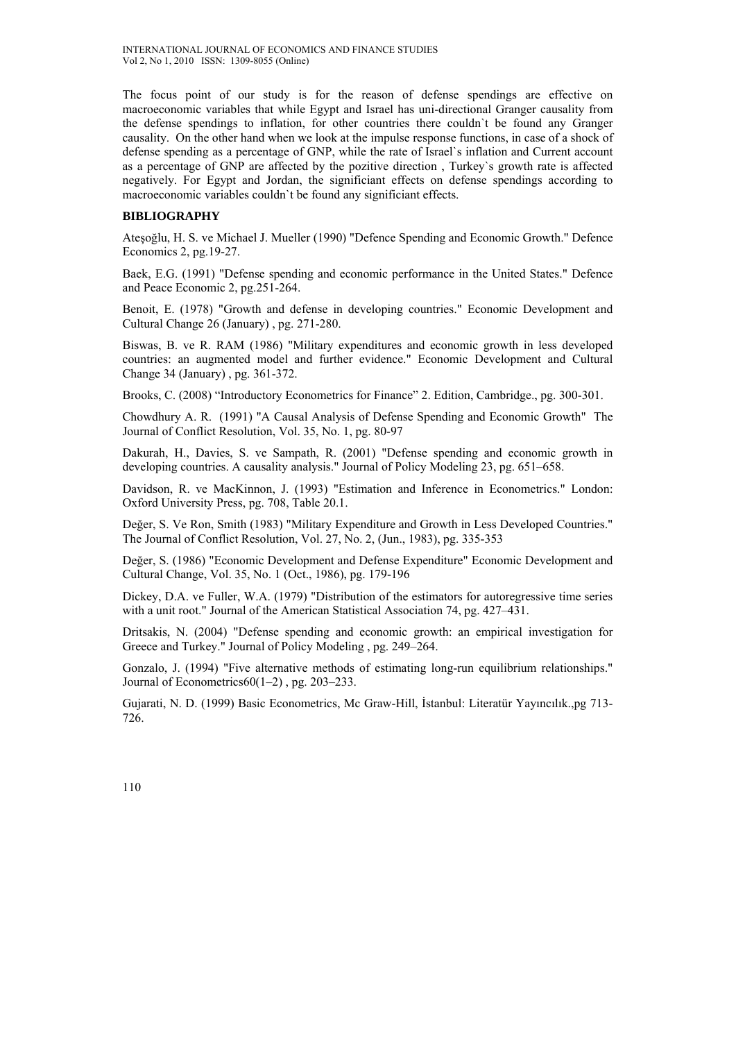The focus point of our study is for the reason of defense spendings are effective on macroeconomic variables that while Egypt and Israel has uni-directional Granger causality from the defense spendings to inflation, for other countries there couldn`t be found any Granger causality. On the other hand when we look at the impulse response functions, in case of a shock of defense spending as a percentage of GNP, while the rate of Israel`s inflation and Current account as a percentage of GNP are affected by the pozitive direction , Turkey`s growth rate is affected negatively. For Egypt and Jordan, the significiant effects on defense spendings according to macroeconomic variables couldn`t be found any significiant effects.

## BIBLIOGRAPHY

Ateşoğlu, H. S. ve Michael J. Mueller (1990) "Defence Spending and Economic Growth." Defence Economics 2, pg.19-27.

Baek, E.G. (1991) "Defense spending and economic performance in the United States." Defence and Peace Economic 2, pg.251-264.

Benoit, E. (1978) "Growth and defense in developing countries." Economic Development and Cultural Change 26 (January) , pg. 271-280.

Biswas, B. ve R. RAM (1986) "Military expenditures and economic growth in less developed countries: an augmented model and further evidence." Economic Development and Cultural Change 34 (January) , pg. 361-372.

Brooks, C. (2008) "Introductory Econometrics for Finance" 2. Edition, Cambridge., pg. 300-301.

Chowdhury A. R. (1991) "A Causal Analysis of Defense Spending and Economic Growth" The Journal of Conflict Resolution, Vol. 35, No. 1, pg. 80-97

Dakurah, H., Davies, S. ve Sampath, R. (2001) "Defense spending and economic growth in developing countries. A causality analysis." Journal of Policy Modeling 23, pg. 651–658.

Davidson, R. ve MacKinnon, J. (1993) "Estimation and Inference in Econometrics." London: Oxford University Press, pg. 708, Table 20.1.

Değer, S. Ve Ron, Smith (1983) "Military Expenditure and Growth in Less Developed Countries." The Journal of Conflict Resolution, Vol. 27, No. 2, (Jun., 1983), pg. 335-353

Değer, S. (1986) "Economic Development and Defense Expenditure" Economic Development and Cultural Change, Vol. 35, No. 1 (Oct., 1986), pg. 179-196

Dickey, D.A. ve Fuller, W.A. (1979) "Distribution of the estimators for autoregressive time series with a unit root." Journal of the American Statistical Association 74, pg. 427–431.

Dritsakis, N. (2004) "Defense spending and economic growth: an empirical investigation for Greece and Turkey." Journal of Policy Modeling , pg. 249–264.

Gonzalo, J. (1994) "Five alternative methods of estimating long-run equilibrium relationships." Journal of Econometrics60(1–2) , pg. 203–233.

Gujarati, N. D. (1999) Basic Econometrics, Mc Graw-Hill, İstanbul: Literatür Yayıncılık.,pg 713-726.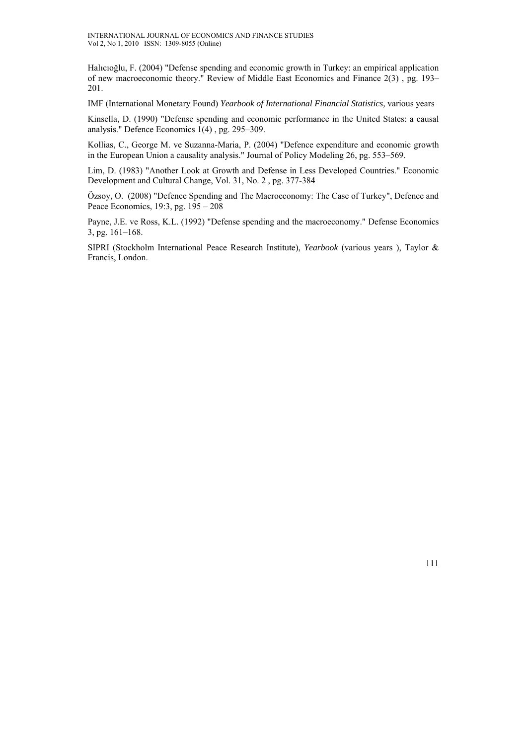Halıcıoğlu, F. (2004) "Defense spending and economic growth in Turkey: an empirical application of new macroeconomic theory." Review of Middle East Economics and Finance 2(3) , pg. 193–201.

IMF (International Monetary Found) *Yearbook of International Financial Statistics,* various years

Kinsella, D. (1990) "Defense spending and economic performance in the United States: a causal analysis." Defence Economics 1(4) , pg. 295–309.

Kollias, C., George M. ve Suzanna-Maria, P. (2004) "Defence expenditure and economic growth in the European Union a causality analysis." Journal of Policy Modeling 26, pg. 553–569.

Lim, D. (1983) "Another Look at Growth and Defense in Less Developed Countries." Economic Development and Cultural Change, Vol. 31, No. 2 , pg. 377-384

Özsoy, O. (2008) "Defence Spending and The Macroeconomy: The Case of Turkey", Defence and Peace Economics, 19:3, pg. 195 – 208

Payne, J.E. ve Ross, K.L. (1992) "Defense spending and the macroeconomy." Defense Economics 3, pg. 161–168.

SIPRI (Stockholm International Peace Research Institute), *Yearbook* (various years ), Taylor & Francis, London.